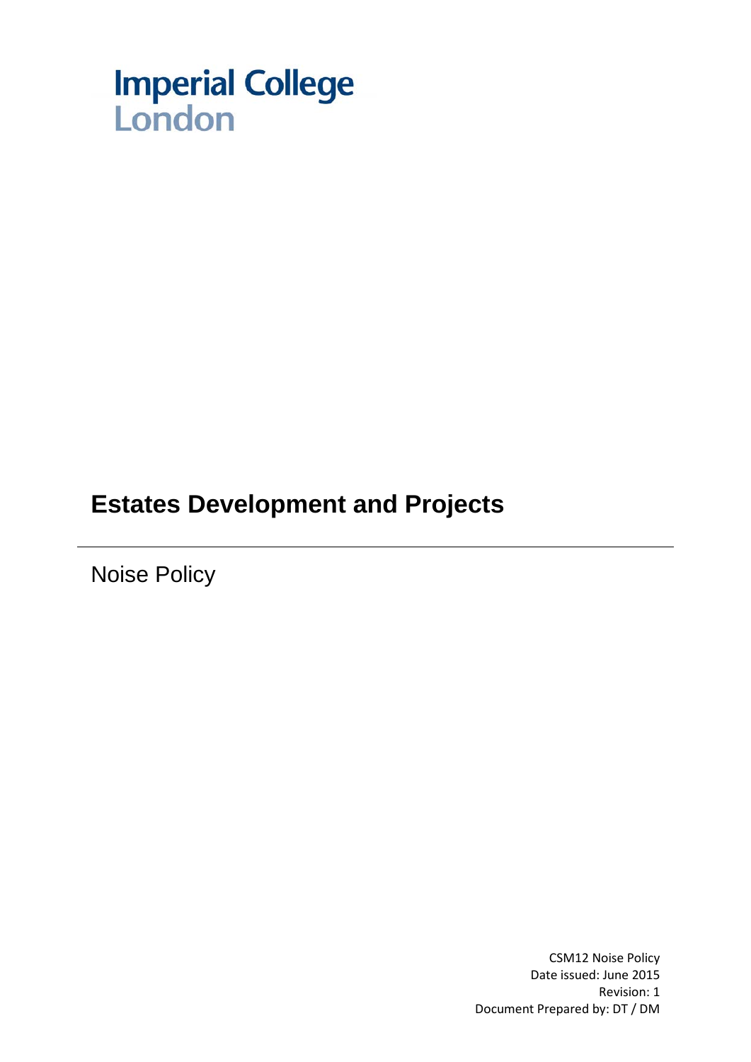Imperial College London

# Estates Development and Projects

## Noise Policy

CSM12 Noise Policy
Date issued: June 2015
Revision: 1
Document Prepared by: DT / DM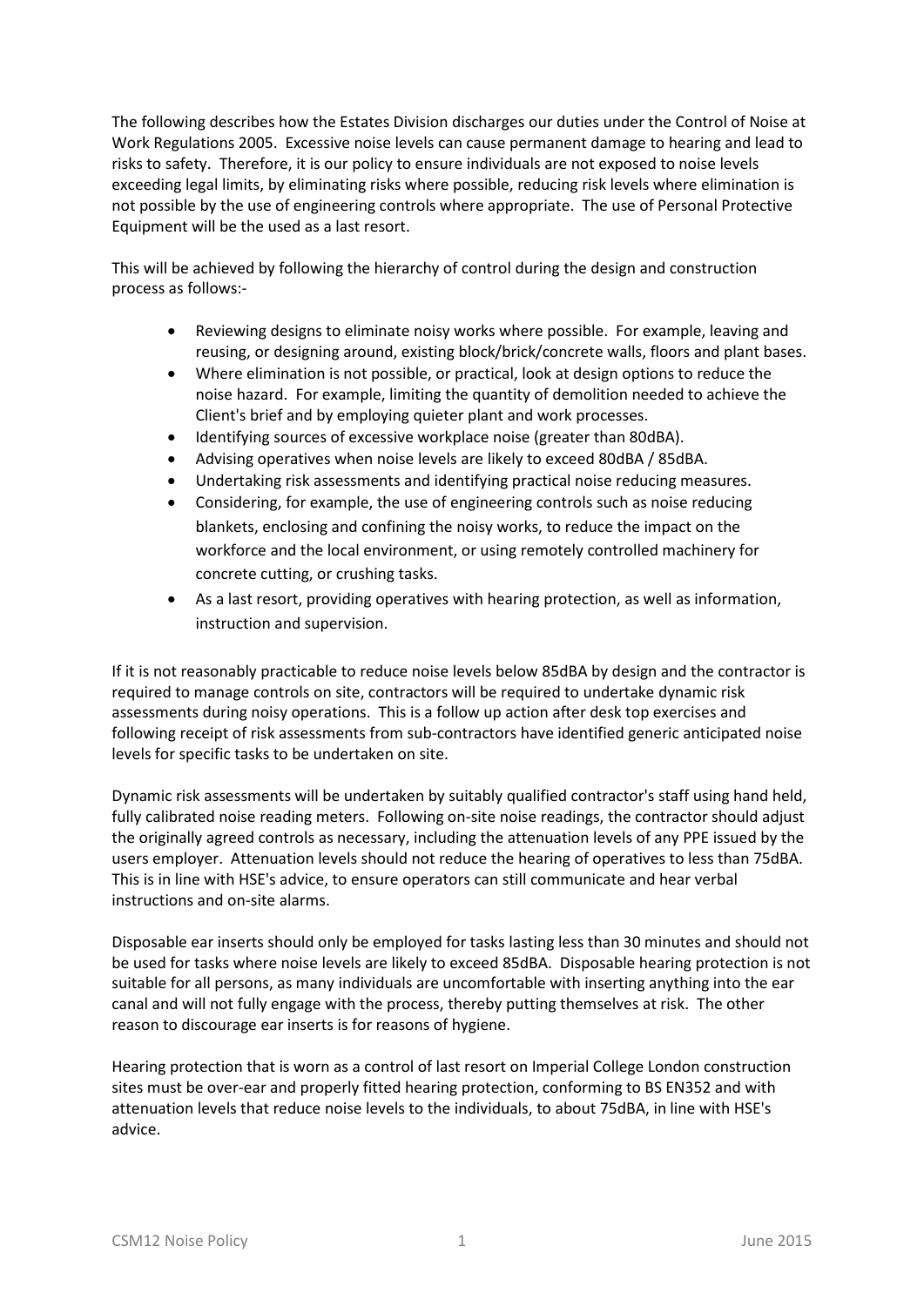The following describes how the Estates Division discharges our duties under the Control of Noise at Work Regulations 2005. Excessive noise levels can cause permanent damage to hearing and lead to risks to safety. Therefore, it is our policy to ensure individuals are not exposed to noise levels exceeding legal limits, by eliminating risks where possible, reducing risk levels where elimination is not possible by the use of engineering controls where appropriate. The use of Personal Protective Equipment will be the used as a last resort.

This will be achieved by following the hierarchy of control during the design and construction process as follows:-

- Reviewing designs to eliminate noisy works where possible. For example, leaving and reusing, or designing around, existing block/brick/concrete walls, floors and plant bases.
- Where elimination is not possible, or practical, look at design options to reduce the noise hazard. For example, limiting the quantity of demolition needed to achieve the Client's brief and by employing quieter plant and work processes.
- Identifying sources of excessive workplace noise (greater than 80dBA).
- Advising operatives when noise levels are likely to exceed 80dBA / 85dBA.
- Undertaking risk assessments and identifying practical noise reducing measures.
- Considering, for example, the use of engineering controls such as noise reducing blankets, enclosing and confining the noisy works, to reduce the impact on the workforce and the local environment, or using remotely controlled machinery for concrete cutting, or crushing tasks.
- As a last resort, providing operatives with hearing protection, as well as information, instruction and supervision.

If it is not reasonably practicable to reduce noise levels below 85dBA by design and the contractor is required to manage controls on site, contractors will be required to undertake dynamic risk assessments during noisy operations. This is a follow up action after desk top exercises and following receipt of risk assessments from sub-contractors have identified generic anticipated noise levels for specific tasks to be undertaken on site.

Dynamic risk assessments will be undertaken by suitably qualified contractor's staff using hand held, fully calibrated noise reading meters. Following on-site noise readings, the contractor should adjust the originally agreed controls as necessary, including the attenuation levels of any PPE issued by the users employer. Attenuation levels should not reduce the hearing of operatives to less than 75dBA. This is in line with HSE's advice, to ensure operators can still communicate and hear verbal instructions and on-site alarms.

Disposable ear inserts should only be employed for tasks lasting less than 30 minutes and should not be used for tasks where noise levels are likely to exceed 85dBA. Disposable hearing protection is not suitable for all persons, as many individuals are uncomfortable with inserting anything into the ear canal and will not fully engage with the process, thereby putting themselves at risk. The other reason to discourage ear inserts is for reasons of hygiene.

Hearing protection that is worn as a control of last resort on Imperial College London construction sites must be over-ear and properly fitted hearing protection, conforming to BS EN352 and with attenuation levels that reduce noise levels to the individuals, to about 75dBA, in line with HSE's advice.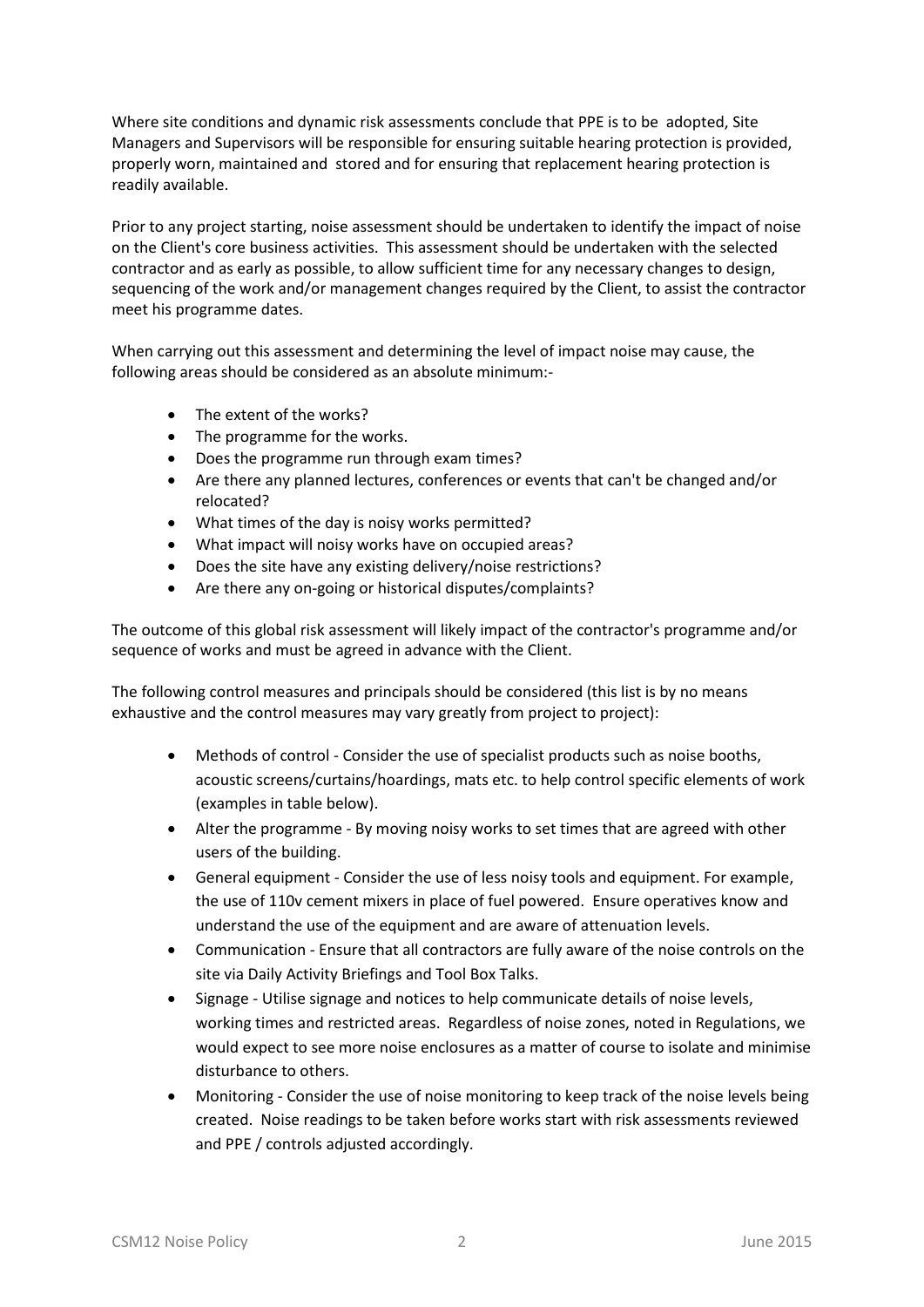Where site conditions and dynamic risk assessments conclude that PPE is to be adopted, Site Managers and Supervisors will be responsible for ensuring suitable hearing protection is provided, properly worn, maintained and stored and for ensuring that replacement hearing protection is readily available.

Prior to any project starting, noise assessment should be undertaken to identify the impact of noise on the Client's core business activities. This assessment should be undertaken with the selected contractor and as early as possible, to allow sufficient time for any necessary changes to design, sequencing of the work and/or management changes required by the Client, to assist the contractor meet his programme dates.

When carrying out this assessment and determining the level of impact noise may cause, the following areas should be considered as an absolute minimum:-

- The extent of the works?
- The programme for the works.
- Does the programme run through exam times?
- Are there any planned lectures, conferences or events that can't be changed and/or relocated?
- What times of the day is noisy works permitted?
- What impact will noisy works have on occupied areas?
- Does the site have any existing delivery/noise restrictions?
- Are there any on-going or historical disputes/complaints?

The outcome of this global risk assessment will likely impact of the contractor's programme and/or sequence of works and must be agreed in advance with the Client.

The following control measures and principals should be considered (this list is by no means exhaustive and the control measures may vary greatly from project to project):

- Methods of control - Consider the use of specialist products such as noise booths, acoustic screens/curtains/hoardings, mats etc. to help control specific elements of work (examples in table below).
- Alter the programme - By moving noisy works to set times that are agreed with other users of the building.
- General equipment - Consider the use of less noisy tools and equipment. For example, the use of 110v cement mixers in place of fuel powered. Ensure operatives know and understand the use of the equipment and are aware of attenuation levels.
- Communication - Ensure that all contractors are fully aware of the noise controls on the site via Daily Activity Briefings and Tool Box Talks.
- Signage - Utilise signage and notices to help communicate details of noise levels, working times and restricted areas. Regardless of noise zones, noted in Regulations, we would expect to see more noise enclosures as a matter of course to isolate and minimise disturbance to others.
- Monitoring - Consider the use of noise monitoring to keep track of the noise levels being created. Noise readings to be taken before works start with risk assessments reviewed and PPE / controls adjusted accordingly.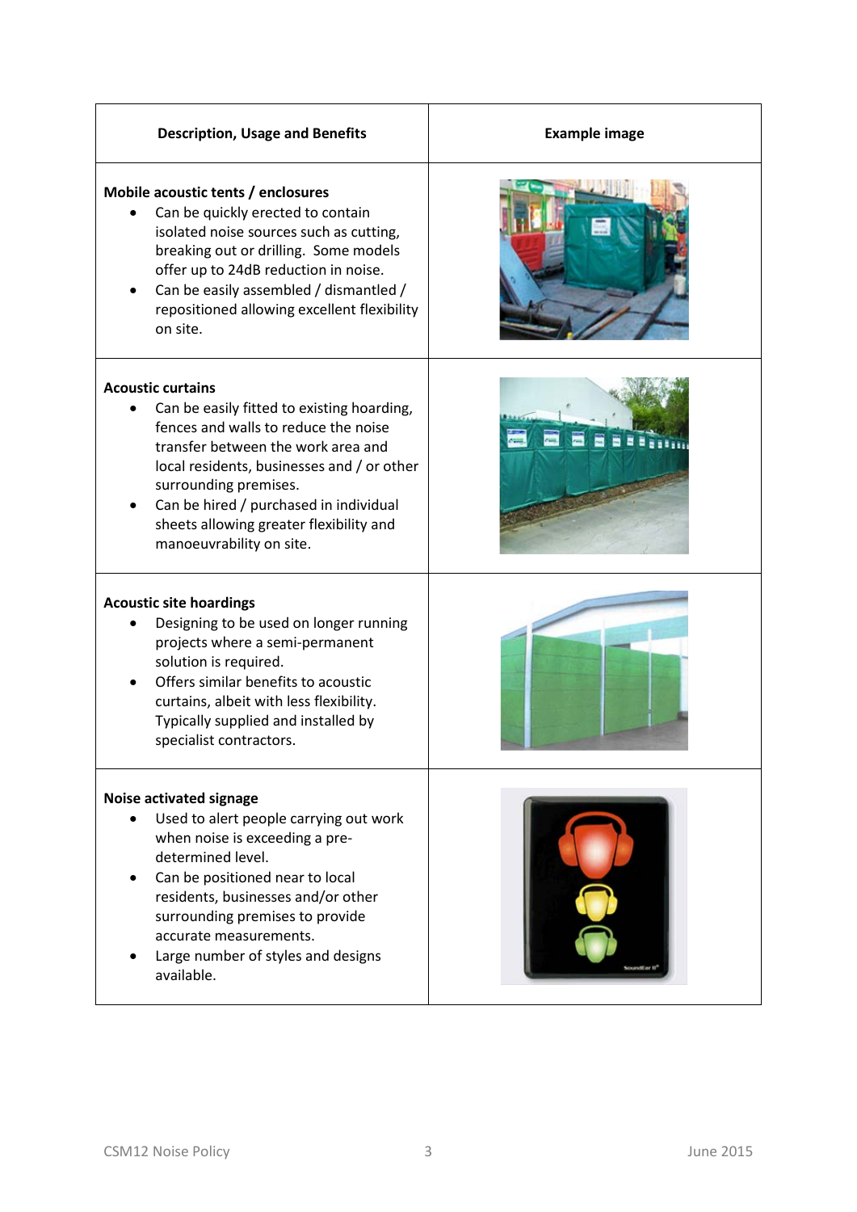| Description, Usage and Benefits | Example image |
|---|---|
| **Mobile acoustic tents / enclosures**<br>• Can be quickly erected to contain isolated noise sources such as cutting, breaking out or drilling. Some models offer up to 24dB reduction in noise.<br>• Can be easily assembled / dismantled / repositioned allowing excellent flexibility on site. | |
| **Acoustic curtains**<br>• Can be easily fitted to existing hoarding, fences and walls to reduce the noise transfer between the work area and local residents, businesses and / or other surrounding premises.<br>• Can be hired / purchased in individual sheets allowing greater flexibility and manoeuvrability on site. | |
| **Acoustic site hoardings**<br>• Designing to be used on longer running projects where a semi-permanent solution is required.<br>• Offers similar benefits to acoustic curtains, albeit with less flexibility. Typically supplied and installed by specialist contractors. | |
| **Noise activated signage**<br>• Used to alert people carrying out work when noise is exceeding a pre-determined level.<br>• Can be positioned near to local residents, businesses and/or other surrounding premises to provide accurate measurements.<br>• Large number of styles and designs available. | |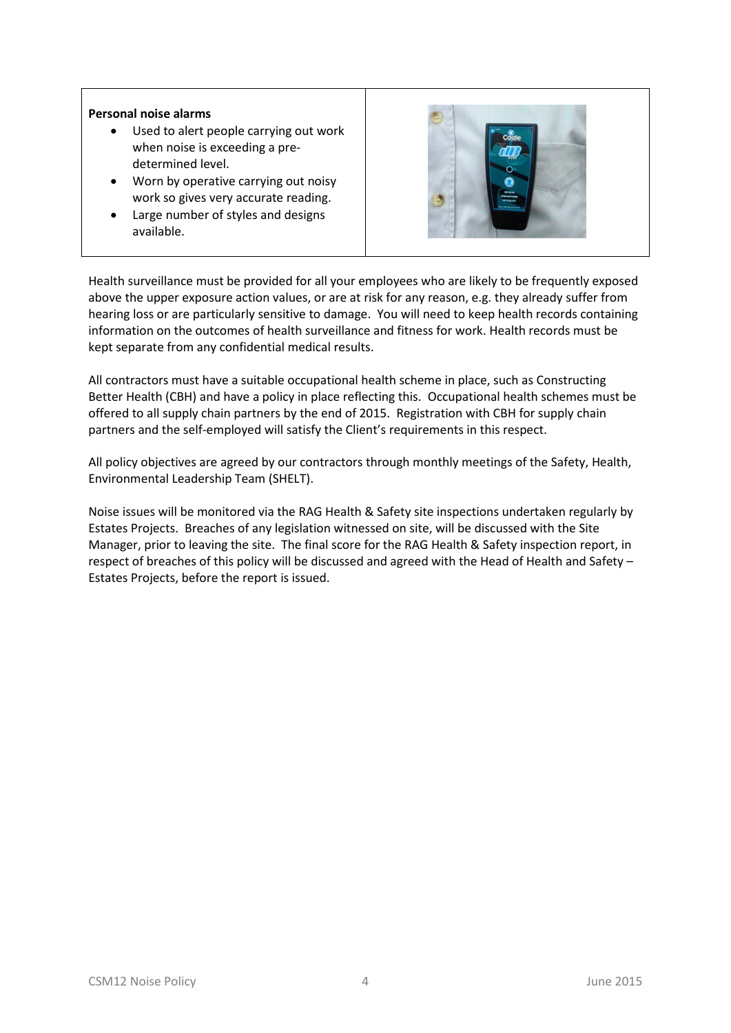| | |
|---|---|
| **Personal noise alarms**<br>• Used to alert people carrying out work when noise is exceeding a pre-determined level.<br>• Worn by operative carrying out noisy work so gives very accurate reading.<br>• Large number of styles and designs available. | |

Health surveillance must be provided for all your employees who are likely to be frequently exposed above the upper exposure action values, or are at risk for any reason, e.g. they already suffer from hearing loss or are particularly sensitive to damage. You will need to keep health records containing information on the outcomes of health surveillance and fitness for work. Health records must be kept separate from any confidential medical results.

All contractors must have a suitable occupational health scheme in place, such as Constructing Better Health (CBH) and have a policy in place reflecting this. Occupational health schemes must be offered to all supply chain partners by the end of 2015. Registration with CBH for supply chain partners and the self-employed will satisfy the Client's requirements in this respect.

All policy objectives are agreed by our contractors through monthly meetings of the Safety, Health, Environmental Leadership Team (SHELT).

Noise issues will be monitored via the RAG Health & Safety site inspections undertaken regularly by Estates Projects. Breaches of any legislation witnessed on site, will be discussed with the Site Manager, prior to leaving the site. The final score for the RAG Health & Safety inspection report, in respect of breaches of this policy will be discussed and agreed with the Head of Health and Safety – Estates Projects, before the report is issued.